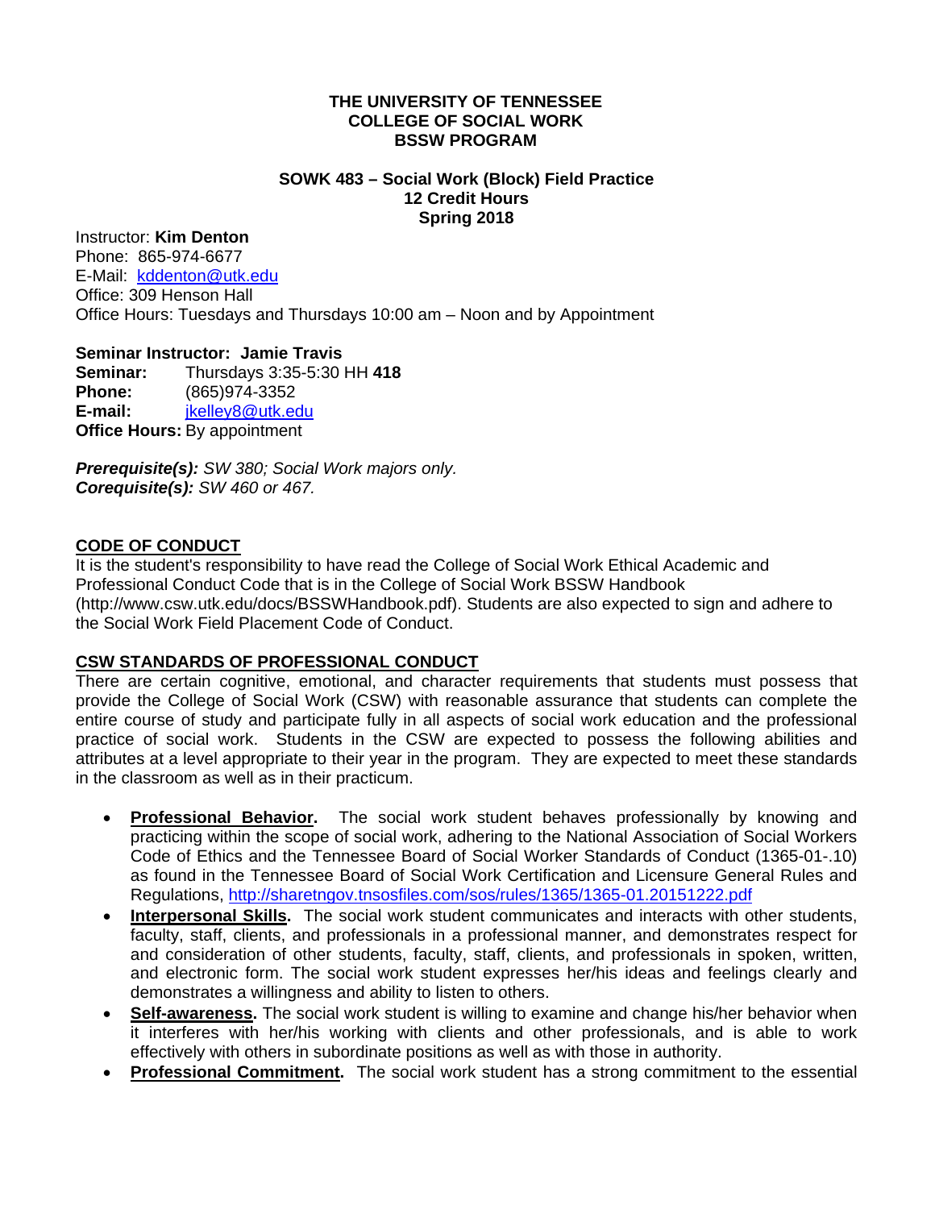**THE UNIVERSITY OF TENNESSEE**
**COLLEGE OF SOCIAL WORK**
**BSSW PROGRAM**

**SOWK 483 – Social Work (Block) Field Practice**
**12 Credit Hours**
**Spring 2018**

Instructor: **Kim Denton**
Phone: 865-974-6677
E-Mail: kddenton@utk.edu
Office: 309 Henson Hall
Office Hours: Tuesdays and Thursdays 10:00 am – Noon and by Appointment

**Seminar Instructor: Jamie Travis**
**Seminar:** Thursdays 3:35-5:30 HH **418**
**Phone:** (865)974-3352
**E-mail:** jkelley8@utk.edu
**Office Hours:** By appointment

***Prerequisite(s):*** *SW 380; Social Work majors only.*
***Corequisite(s):*** *SW 460 or 467.*

## CODE OF CONDUCT

It is the student's responsibility to have read the College of Social Work Ethical Academic and Professional Conduct Code that is in the College of Social Work BSSW Handbook (http://www.csw.utk.edu/docs/BSSWHandbook.pdf). Students are also expected to sign and adhere to the Social Work Field Placement Code of Conduct.

## CSW STANDARDS OF PROFESSIONAL CONDUCT

There are certain cognitive, emotional, and character requirements that students must possess that provide the College of Social Work (CSW) with reasonable assurance that students can complete the entire course of study and participate fully in all aspects of social work education and the professional practice of social work. Students in the CSW are expected to possess the following abilities and attributes at a level appropriate to their year in the program. They are expected to meet these standards in the classroom as well as in their practicum.

- **Professional Behavior.** The social work student behaves professionally by knowing and practicing within the scope of social work, adhering to the National Association of Social Workers Code of Ethics and the Tennessee Board of Social Worker Standards of Conduct (1365-01-.10) as found in the Tennessee Board of Social Work Certification and Licensure General Rules and Regulations, http://sharetngov.tnsosfiles.com/sos/rules/1365/1365-01.20151222.pdf
- **Interpersonal Skills.** The social work student communicates and interacts with other students, faculty, staff, clients, and professionals in a professional manner, and demonstrates respect for and consideration of other students, faculty, staff, clients, and professionals in spoken, written, and electronic form. The social work student expresses her/his ideas and feelings clearly and demonstrates a willingness and ability to listen to others.
- **Self-awareness.** The social work student is willing to examine and change his/her behavior when it interferes with her/his working with clients and other professionals, and is able to work effectively with others in subordinate positions as well as with those in authority.
- **Professional Commitment.** The social work student has a strong commitment to the essential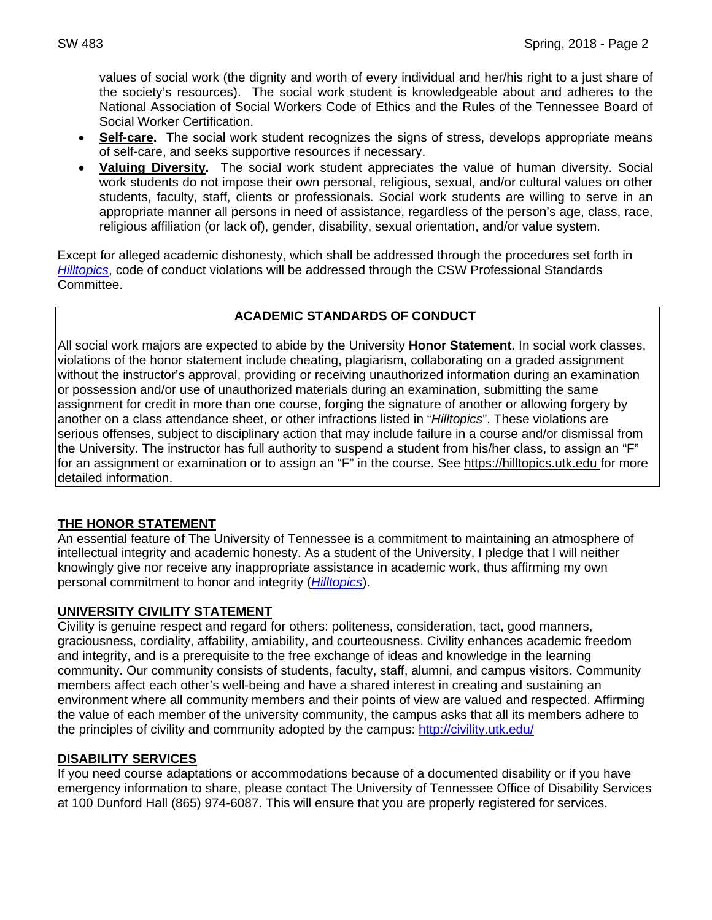values of social work (the dignity and worth of every individual and her/his right to a just share of the society's resources). The social work student is knowledgeable about and adheres to the National Association of Social Workers Code of Ethics and the Rules of the Tennessee Board of Social Worker Certification.

- **Self-care.** The social work student recognizes the signs of stress, develops appropriate means of self-care, and seeks supportive resources if necessary.
- **Valuing Diversity.** The social work student appreciates the value of human diversity. Social work students do not impose their own personal, religious, sexual, and/or cultural values on other students, faculty, staff, clients or professionals. Social work students are willing to serve in an appropriate manner all persons in need of assistance, regardless of the person's age, class, race, religious affiliation (or lack of), gender, disability, sexual orientation, and/or value system.

Except for alleged academic dishonesty, which shall be addressed through the procedures set forth in *Hilltopics*, code of conduct violations will be addressed through the CSW Professional Standards Committee.

**ACADEMIC STANDARDS OF CONDUCT**

All social work majors are expected to abide by the University **Honor Statement.** In social work classes, violations of the honor statement include cheating, plagiarism, collaborating on a graded assignment without the instructor's approval, providing or receiving unauthorized information during an examination or possession and/or use of unauthorized materials during an examination, submitting the same assignment for credit in more than one course, forging the signature of another or allowing forgery by another on a class attendance sheet, or other infractions listed in "*Hilltopics*". These violations are serious offenses, subject to disciplinary action that may include failure in a course and/or dismissal from the University. The instructor has full authority to suspend a student from his/her class, to assign an "F" for an assignment or examination or to assign an "F" in the course. See https://hilltopics.utk.edu for more detailed information.

## THE HONOR STATEMENT

An essential feature of The University of Tennessee is a commitment to maintaining an atmosphere of intellectual integrity and academic honesty. As a student of the University, I pledge that I will neither knowingly give nor receive any inappropriate assistance in academic work, thus affirming my own personal commitment to honor and integrity (*Hilltopics*).

## UNIVERSITY CIVILITY STATEMENT

Civility is genuine respect and regard for others: politeness, consideration, tact, good manners, graciousness, cordiality, affability, amiability, and courteousness. Civility enhances academic freedom and integrity, and is a prerequisite to the free exchange of ideas and knowledge in the learning community. Our community consists of students, faculty, staff, alumni, and campus visitors. Community members affect each other's well-being and have a shared interest in creating and sustaining an environment where all community members and their points of view are valued and respected. Affirming the value of each member of the university community, the campus asks that all its members adhere to the principles of civility and community adopted by the campus: http://civility.utk.edu/

## DISABILITY SERVICES

If you need course adaptations or accommodations because of a documented disability or if you have emergency information to share, please contact The University of Tennessee Office of Disability Services at 100 Dunford Hall (865) 974-6087. This will ensure that you are properly registered for services.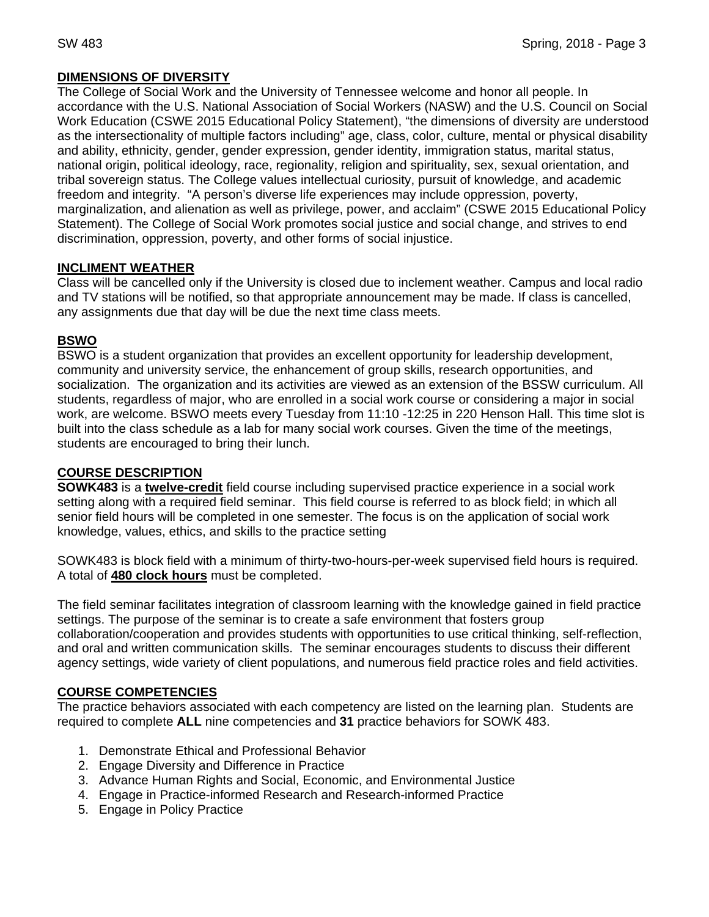## DIMENSIONS OF DIVERSITY

The College of Social Work and the University of Tennessee welcome and honor all people. In accordance with the U.S. National Association of Social Workers (NASW) and the U.S. Council on Social Work Education (CSWE 2015 Educational Policy Statement), "the dimensions of diversity are understood as the intersectionality of multiple factors including" age, class, color, culture, mental or physical disability and ability, ethnicity, gender, gender expression, gender identity, immigration status, marital status, national origin, political ideology, race, regionality, religion and spirituality, sex, sexual orientation, and tribal sovereign status. The College values intellectual curiosity, pursuit of knowledge, and academic freedom and integrity. "A person's diverse life experiences may include oppression, poverty, marginalization, and alienation as well as privilege, power, and acclaim" (CSWE 2015 Educational Policy Statement). The College of Social Work promotes social justice and social change, and strives to end discrimination, oppression, poverty, and other forms of social injustice.

## INCLIMENT WEATHER

Class will be cancelled only if the University is closed due to inclement weather. Campus and local radio and TV stations will be notified, so that appropriate announcement may be made. If class is cancelled, any assignments due that day will be due the next time class meets.

## BSWO

BSWO is a student organization that provides an excellent opportunity for leadership development, community and university service, the enhancement of group skills, research opportunities, and socialization. The organization and its activities are viewed as an extension of the BSSW curriculum. All students, regardless of major, who are enrolled in a social work course or considering a major in social work, are welcome. BSWO meets every Tuesday from 11:10 -12:25 in 220 Henson Hall. This time slot is built into the class schedule as a lab for many social work courses. Given the time of the meetings, students are encouraged to bring their lunch.

## COURSE DESCRIPTION

**SOWK483** is a **twelve-credit** field course including supervised practice experience in a social work setting along with a required field seminar. This field course is referred to as block field; in which all senior field hours will be completed in one semester. The focus is on the application of social work knowledge, values, ethics, and skills to the practice setting

SOWK483 is block field with a minimum of thirty-two-hours-per-week supervised field hours is required. A total of **480 clock hours** must be completed.

The field seminar facilitates integration of classroom learning with the knowledge gained in field practice settings. The purpose of the seminar is to create a safe environment that fosters group collaboration/cooperation and provides students with opportunities to use critical thinking, self-reflection, and oral and written communication skills. The seminar encourages students to discuss their different agency settings, wide variety of client populations, and numerous field practice roles and field activities.

## COURSE COMPETENCIES

The practice behaviors associated with each competency are listed on the learning plan. Students are required to complete **ALL** nine competencies and **31** practice behaviors for SOWK 483.

1. Demonstrate Ethical and Professional Behavior
2. Engage Diversity and Difference in Practice
3. Advance Human Rights and Social, Economic, and Environmental Justice
4. Engage in Practice-informed Research and Research-informed Practice
5. Engage in Policy Practice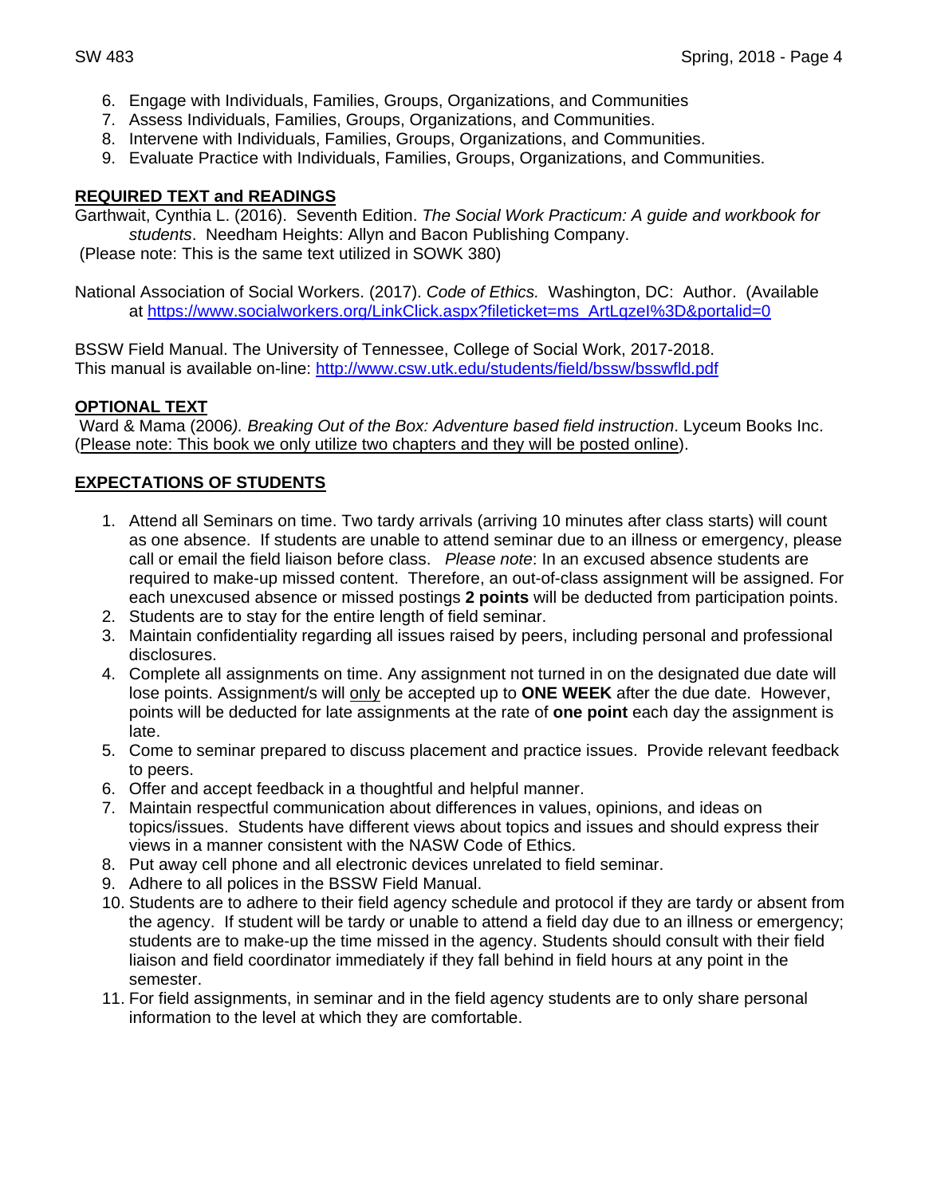6. Engage with Individuals, Families, Groups, Organizations, and Communities
7. Assess Individuals, Families, Groups, Organizations, and Communities.
8. Intervene with Individuals, Families, Groups, Organizations, and Communities.
9. Evaluate Practice with Individuals, Families, Groups, Organizations, and Communities.

## REQUIRED TEXT and READINGS

Garthwait, Cynthia L. (2016). Seventh Edition. *The Social Work Practicum: A guide and workbook for students*. Needham Heights: Allyn and Bacon Publishing Company.
(Please note: This is the same text utilized in SOWK 380)

National Association of Social Workers. (2017). *Code of Ethics.* Washington, DC: Author. (Available at https://www.socialworkers.org/LinkClick.aspx?fileticket=ms_ArtLqzeI%3D&portalid=0

BSSW Field Manual. The University of Tennessee, College of Social Work, 2017-2018.
This manual is available on-line: http://www.csw.utk.edu/students/field/bssw/bsswfld.pdf

## OPTIONAL TEXT

Ward & Mama (2006*). Breaking Out of the Box: Adventure based field instruction*. Lyceum Books Inc. (Please note: This book we only utilize two chapters and they will be posted online).

## EXPECTATIONS OF STUDENTS

1. Attend all Seminars on time. Two tardy arrivals (arriving 10 minutes after class starts) will count as one absence. If students are unable to attend seminar due to an illness or emergency, please call or email the field liaison before class. *Please note*: In an excused absence students are required to make-up missed content. Therefore, an out-of-class assignment will be assigned. For each unexcused absence or missed postings **2 points** will be deducted from participation points.
2. Students are to stay for the entire length of field seminar.
3. Maintain confidentiality regarding all issues raised by peers, including personal and professional disclosures.
4. Complete all assignments on time. Any assignment not turned in on the designated due date will lose points. Assignment/s will only be accepted up to **ONE WEEK** after the due date. However, points will be deducted for late assignments at the rate of **one point** each day the assignment is late.
5. Come to seminar prepared to discuss placement and practice issues. Provide relevant feedback to peers.
6. Offer and accept feedback in a thoughtful and helpful manner.
7. Maintain respectful communication about differences in values, opinions, and ideas on topics/issues. Students have different views about topics and issues and should express their views in a manner consistent with the NASW Code of Ethics.
8. Put away cell phone and all electronic devices unrelated to field seminar.
9. Adhere to all polices in the BSSW Field Manual.
10. Students are to adhere to their field agency schedule and protocol if they are tardy or absent from the agency. If student will be tardy or unable to attend a field day due to an illness or emergency; students are to make-up the time missed in the agency. Students should consult with their field liaison and field coordinator immediately if they fall behind in field hours at any point in the semester.
11. For field assignments, in seminar and in the field agency students are to only share personal information to the level at which they are comfortable.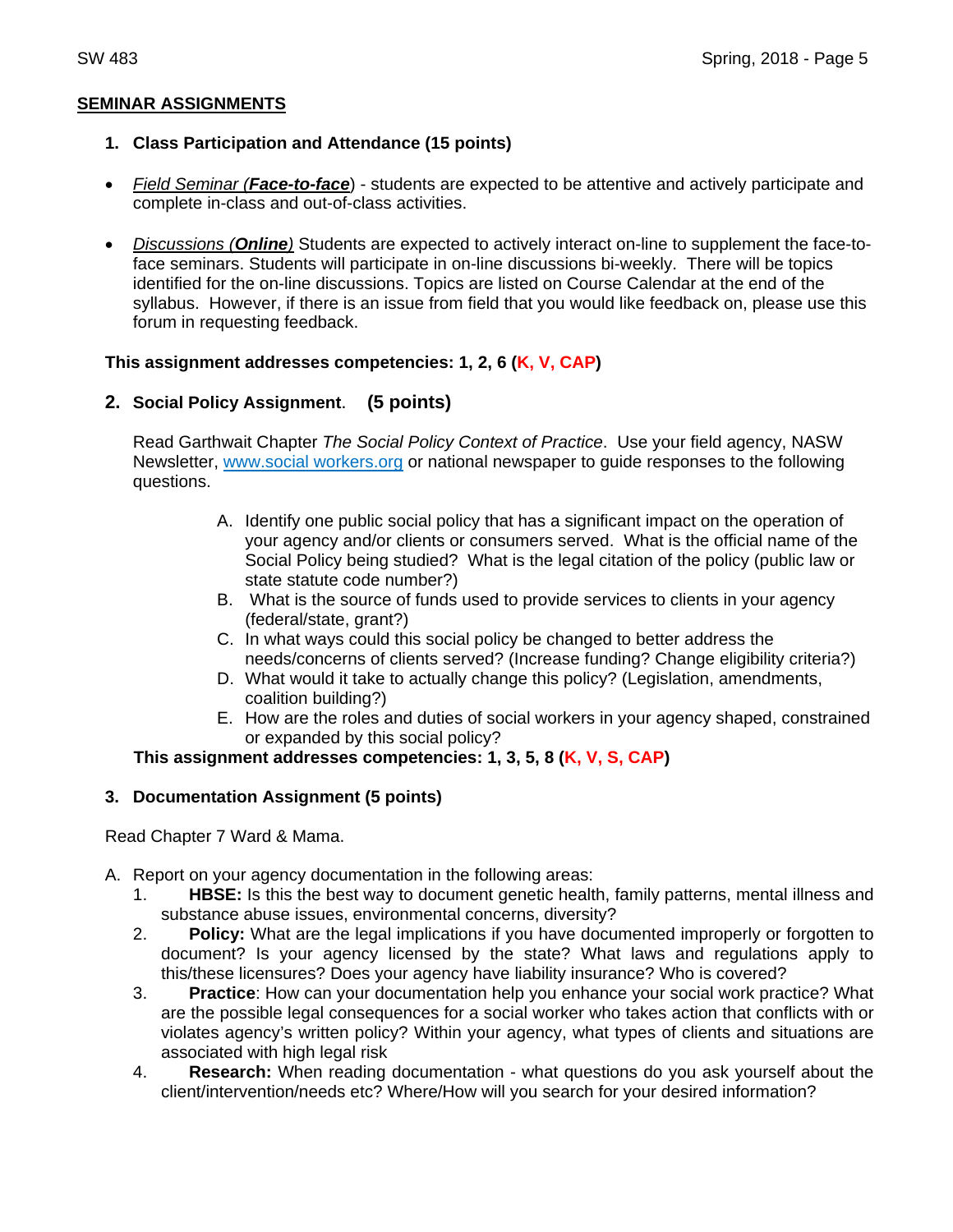## SEMINAR ASSIGNMENTS

1. **Class Participation and Attendance (15 points)**

- *Field Seminar (**Face-to-face**)* - students are expected to be attentive and actively participate and complete in-class and out-of-class activities.

- *Discussions (**Online**)* Students are expected to actively interact on-line to supplement the face-to-face seminars. Students will participate in on-line discussions bi-weekly. There will be topics identified for the on-line discussions. Topics are listed on Course Calendar at the end of the syllabus. However, if there is an issue from field that you would like feedback on, please use this forum in requesting feedback.

**This assignment addresses competencies: 1, 2, 6 (K, V, CAP)**

2. **Social Policy Assignment**. **(5 points)**

   Read Garthwait Chapter *The Social Policy Context of Practice*. Use your field agency, NASW Newsletter, www.social workers.org or national newspaper to guide responses to the following questions.

   A. Identify one public social policy that has a significant impact on the operation of your agency and/or clients or consumers served. What is the official name of the Social Policy being studied? What is the legal citation of the policy (public law or state statute code number?)
   B. What is the source of funds used to provide services to clients in your agency (federal/state, grant?)
   C. In what ways could this social policy be changed to better address the needs/concerns of clients served? (Increase funding? Change eligibility criteria?)
   D. What would it take to actually change this policy? (Legislation, amendments, coalition building?)
   E. How are the roles and duties of social workers in your agency shaped, constrained or expanded by this social policy?

   **This assignment addresses competencies: 1, 3, 5, 8 (K, V, S, CAP)**

3. **Documentation Assignment (5 points)**

Read Chapter 7 Ward & Mama.

A. Report on your agency documentation in the following areas:
   1. **HBSE:** Is this the best way to document genetic health, family patterns, mental illness and substance abuse issues, environmental concerns, diversity?
   2. **Policy:** What are the legal implications if you have documented improperly or forgotten to document? Is your agency licensed by the state? What laws and regulations apply to this/these licensures? Does your agency have liability insurance? Who is covered?
   3. **Practice**: How can your documentation help you enhance your social work practice? What are the possible legal consequences for a social worker who takes action that conflicts with or violates agency's written policy? Within your agency, what types of clients and situations are associated with high legal risk
   4. **Research:** When reading documentation - what questions do you ask yourself about the client/intervention/needs etc? Where/How will you search for your desired information?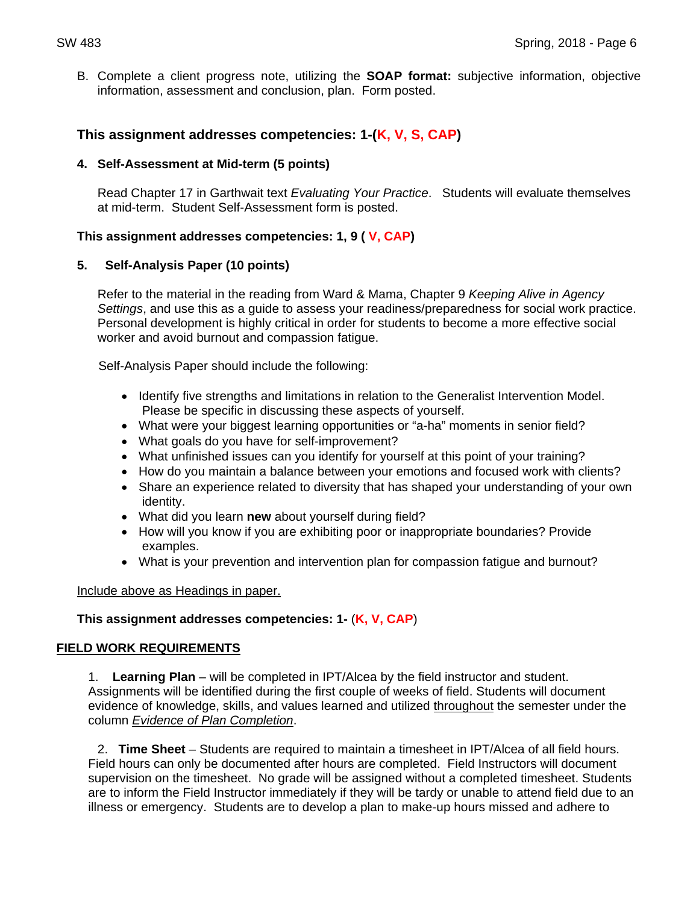B. Complete a client progress note, utilizing the **SOAP format:** subjective information, objective information, assessment and conclusion, plan. Form posted.

**This assignment addresses competencies: 1-(K, V, S, CAP)**

**4. Self-Assessment at Mid-term (5 points)**

Read Chapter 17 in Garthwait text *Evaluating Your Practice*. Students will evaluate themselves at mid-term. Student Self-Assessment form is posted.

**This assignment addresses competencies: 1, 9 ( V, CAP)**

**5. Self-Analysis Paper (10 points)**

Refer to the material in the reading from Ward & Mama, Chapter 9 *Keeping Alive in Agency Settings*, and use this as a guide to assess your readiness/preparedness for social work practice. Personal development is highly critical in order for students to become a more effective social worker and avoid burnout and compassion fatigue.

Self-Analysis Paper should include the following:

- Identify five strengths and limitations in relation to the Generalist Intervention Model. Please be specific in discussing these aspects of yourself.
- What were your biggest learning opportunities or "a-ha" moments in senior field?
- What goals do you have for self-improvement?
- What unfinished issues can you identify for yourself at this point of your training?
- How do you maintain a balance between your emotions and focused work with clients?
- Share an experience related to diversity that has shaped your understanding of your own identity.
- What did you learn **new** about yourself during field?
- How will you know if you are exhibiting poor or inappropriate boundaries? Provide examples.
- What is your prevention and intervention plan for compassion fatigue and burnout?

<u>Include above as Headings in paper.</u>

**This assignment addresses competencies: 1-** (**K, V, CAP**)

## FIELD WORK REQUIREMENTS

1. **Learning Plan** – will be completed in IPT/Alcea by the field instructor and student. Assignments will be identified during the first couple of weeks of field. Students will document evidence of knowledge, skills, and values learned and utilized <u>throughout</u> the semester under the column <u>*Evidence of Plan Completion*</u>.

2. **Time Sheet** – Students are required to maintain a timesheet in IPT/Alcea of all field hours. Field hours can only be documented after hours are completed. Field Instructors will document supervision on the timesheet. No grade will be assigned without a completed timesheet. Students are to inform the Field Instructor immediately if they will be tardy or unable to attend field due to an illness or emergency. Students are to develop a plan to make-up hours missed and adhere to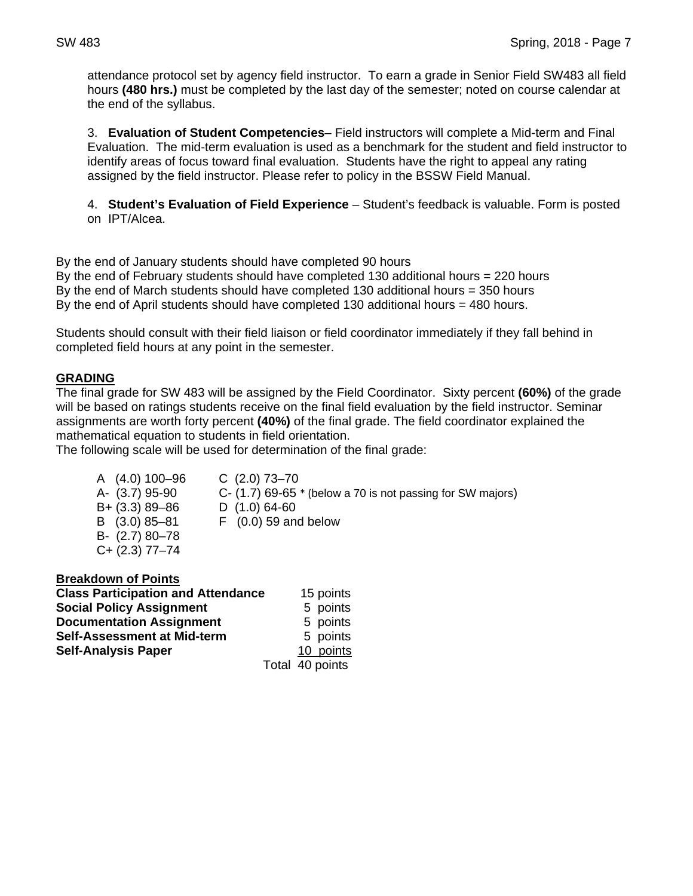attendance protocol set by agency field instructor. To earn a grade in Senior Field SW483 all field hours **(480 hrs.)** must be completed by the last day of the semester; noted on course calendar at the end of the syllabus.

3. **Evaluation of Student Competencies**– Field instructors will complete a Mid-term and Final Evaluation. The mid-term evaluation is used as a benchmark for the student and field instructor to identify areas of focus toward final evaluation. Students have the right to appeal any rating assigned by the field instructor. Please refer to policy in the BSSW Field Manual.

4. **Student's Evaluation of Field Experience** – Student's feedback is valuable. Form is posted on IPT/Alcea.

By the end of January students should have completed 90 hours
By the end of February students should have completed 130 additional hours = 220 hours
By the end of March students should have completed 130 additional hours = 350 hours
By the end of April students should have completed 130 additional hours = 480 hours.

Students should consult with their field liaison or field coordinator immediately if they fall behind in completed field hours at any point in the semester.

## GRADING

The final grade for SW 483 will be assigned by the Field Coordinator. Sixty percent **(60%)** of the grade will be based on ratings students receive on the final field evaluation by the field instructor. Seminar assignments are worth forty percent **(40%)** of the final grade. The field coordinator explained the mathematical equation to students in field orientation.
The following scale will be used for determination of the final grade:

| | |
|---|---|
| A (4.0) 100–96 | C (2.0) 73–70 |
| A- (3.7) 95-90 | C- (1.7) 69-65 * (below a 70 is not passing for SW majors) |
| B+ (3.3) 89–86 | D (1.0) 64-60 |
| B (3.0) 85–81 | F (0.0) 59 and below |
| B- (2.7) 80–78 | |
| C+ (2.3) 77–74 | |

**Breakdown of Points**

| | |
|---|---|
| **Class Participation and Attendance** | 15 points |
| **Social Policy Assignment** | 5 points |
| **Documentation Assignment** | 5 points |
| **Self-Assessment at Mid-term** | 5 points |
| **Self-Analysis Paper** | 10 points |
| Total | 40 points |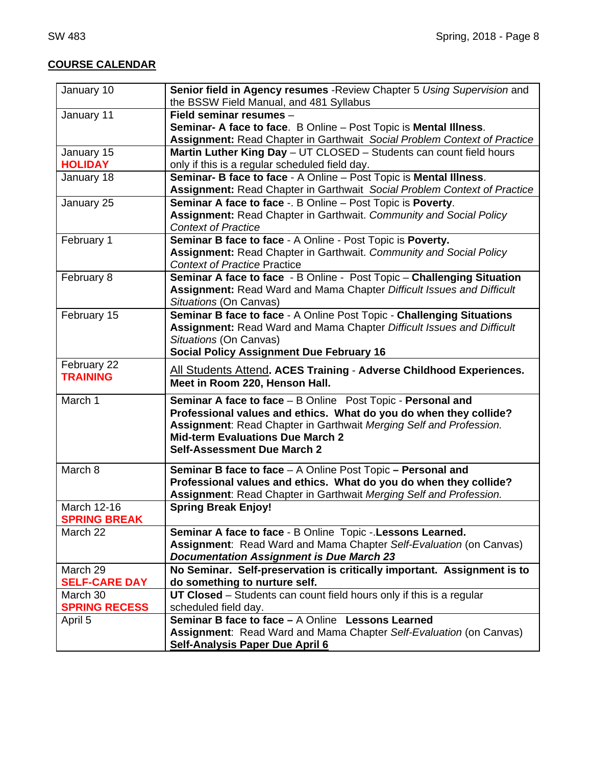## COURSE CALENDAR

| | |
|---|---|
| January 10 | **Senior field in Agency resumes** -Review Chapter 5 *Using Supervision* and the BSSW Field Manual, and 481 Syllabus |
| January 11 | **Field seminar resumes** –<br>**Seminar- A face to face**. B Online – Post Topic is **Mental Illness**.<br>**Assignment:** Read Chapter in Garthwait *Social Problem Context of Practice* |
| January 15<br>**HOLIDAY** | **Martin Luther King Day** – UT CLOSED – Students can count field hours only if this is a regular scheduled field day. |
| January 18 | **Seminar- B face to face** - A Online – Post Topic is **Mental Illness**.<br>**Assignment:** Read Chapter in Garthwait *Social Problem Context of Practice* |
| January 25 | **Seminar A face to face** -. B Online – Post Topic is **Poverty**.<br>**Assignment:** Read Chapter in Garthwait. *Community and Social Policy Context of Practice* |
| February 1 | **Seminar B face to face** - A Online - Post Topic is **Poverty.**<br>**Assignment:** Read Chapter in Garthwait. *Community and Social Policy Context of Practice* Practice |
| February 8 | **Seminar A face to face** - B Online - Post Topic – **Challenging Situation**<br>**Assignment:** Read Ward and Mama Chapter *Difficult Issues and Difficult Situations* (On Canvas) |
| February 15 | **Seminar B face to face** - A Online Post Topic - **Challenging Situations**<br>**Assignment:** Read Ward and Mama Chapter *Difficult Issues and Difficult Situations* (On Canvas)<br>**Social Policy Assignment Due February 16** |
| February 22<br>**TRAINING** | <u>All Students Attend</u>. **ACES Training - Adverse Childhood Experiences. Meet in Room 220, Henson Hall.** |
| March 1 | **Seminar A face to face** – B Online Post Topic - **Personal and Professional values and ethics. What do you do when they collide?**<br>**Assignment**: Read Chapter in Garthwait *Merging Self and Profession.*<br>**Mid-term Evaluations Due March 2**<br>**Self-Assessment Due March 2** |
| March 8 | **Seminar B face to face** – A Online Post Topic **– Personal and Professional values and ethics. What do you do when they collide?**<br>**Assignment**: Read Chapter in Garthwait *Merging Self and Profession.* |
| March 12-16<br>**SPRING BREAK** | **Spring Break Enjoy!** |
| March 22 | **Seminar A face to face** - B Online Topic -.**Lessons Learned.**<br>**Assignment**: Read Ward and Mama Chapter *Self-Evaluation* (on Canvas)<br>***Documentation Assignment is Due March 23*** |
| March 29<br>**SELF-CARE DAY** | **No Seminar. Self-preservation is critically important. Assignment is to do something to nurture self.** |
| March 30<br>**SPRING RECESS** | **UT Closed** – Students can count field hours only if this is a regular scheduled field day. |
| April 5 | **Seminar B face to face –** A Online **Lessons Learned**<br>**Assignment**: Read Ward and Mama Chapter *Self-Evaluation* (on Canvas)<br>**<u>Self-Analysis Paper Due April 6</u>** |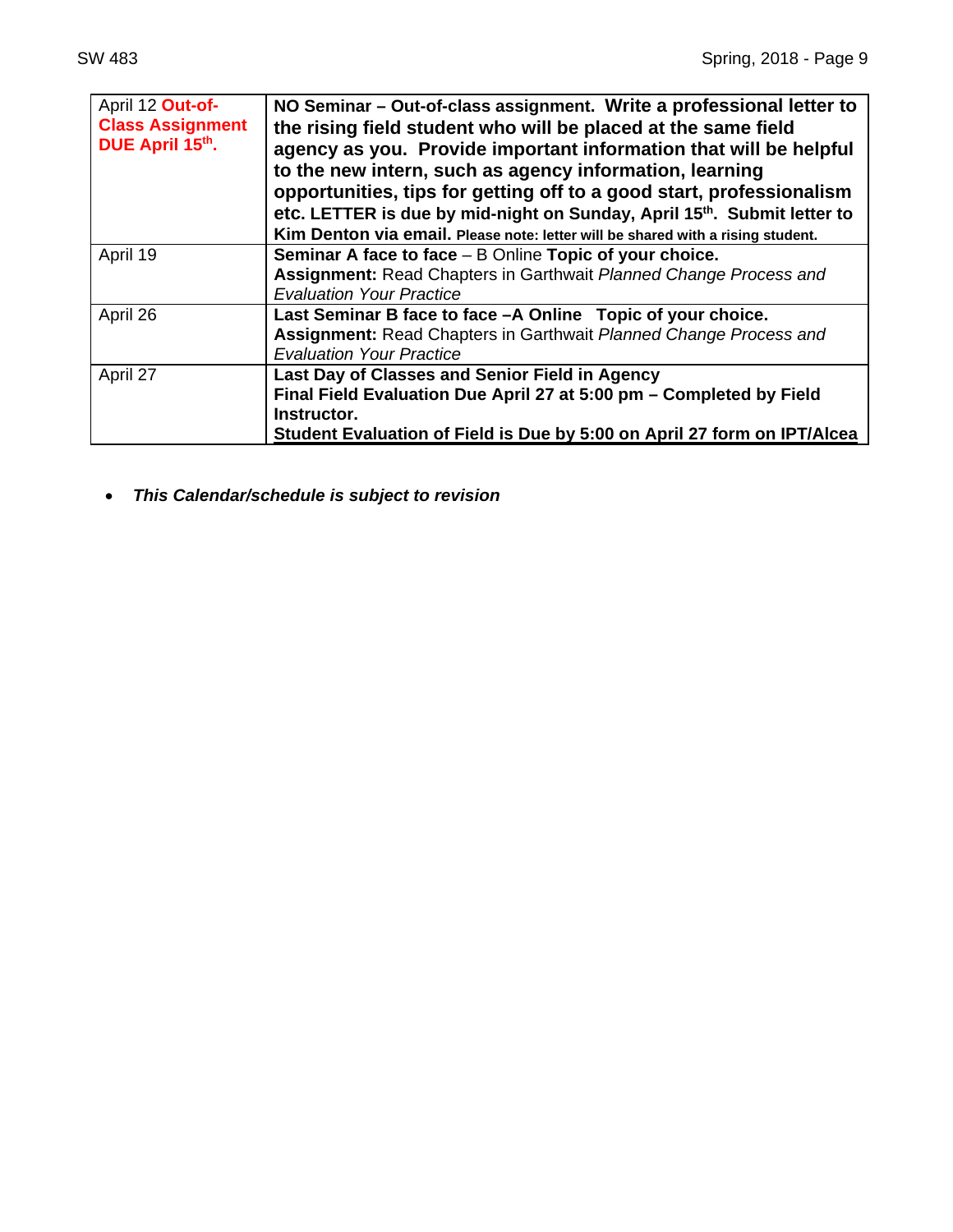| | |
|---|---|
| April 12 **Out-of-Class Assignment DUE April 15th.** | **NO Seminar – Out-of-class assignment. Write a professional letter to the rising field student who will be placed at the same field agency as you. Provide important information that will be helpful to the new intern, such as agency information, learning opportunities, tips for getting off to a good start, professionalism etc. LETTER is due by mid-night on Sunday, April 15th. Submit letter to Kim Denton via email. Please note: letter will be shared with a rising student.** |
| April 19 | **Seminar A face to face** – B Online **Topic of your choice.** **Assignment:** Read Chapters in Garthwait *Planned Change Process and Evaluation Your Practice* |
| April 26 | **Last Seminar B face to face –A Online Topic of your choice.** **Assignment:** Read Chapters in Garthwait *Planned Change Process and Evaluation Your Practice* |
| April 27 | **Last Day of Classes and Senior Field in Agency** **Final Field Evaluation Due April 27 at 5:00 pm – Completed by Field Instructor.** **Student Evaluation of Field is Due by 5:00 on April 27 form on IPT/Alcea** |

- ***This Calendar/schedule is subject to revision***